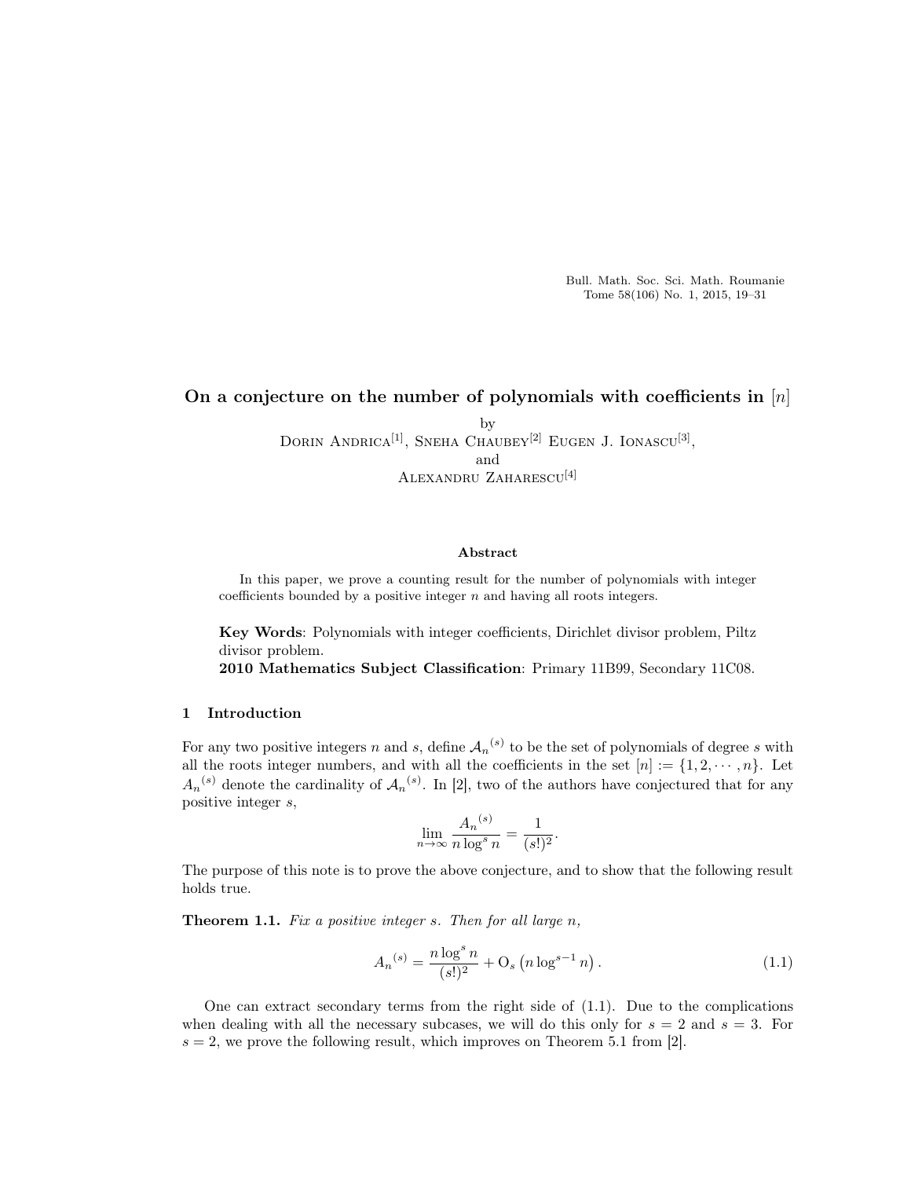# On a conjecture on the number of polynomials with coefficients in $[n]$

by

Dorin Andrica[1], Sneha Chaubey[2] Eugen J. Ionascu[3],

and

Alexandru Zaharescu[4]

### Abstract

In this paper, we prove a counting result for the number of polynomials with integer coefficients bounded by a positive integer $n$ and having all roots integers.

**Key Words**: Polynomials with integer coefficients, Dirichlet divisor problem, Piltz divisor problem.

**2010 Mathematics Subject Classification**: Primary 11B99, Secondary 11C08.

## 1 Introduction

For any two positive integers $n$ and $s$, define $\mathcal{A}_n{}^{(s)}$ to be the set of polynomials of degree $s$ with all the roots integer numbers, and with all the coefficients in the set $[n] := \{1, 2, \cdots, n\}$. Let $A_n{}^{(s)}$ denote the cardinality of $\mathcal{A}_n{}^{(s)}$. In [2], two of the authors have conjectured that for any positive integer $s$,

$$\lim_{n\to\infty} \frac{A_n{}^{(s)}}{n \log^s n} = \frac{1}{(s!)^2}.$$

The purpose of this note is to prove the above conjecture, and to show that the following result holds true.

**Theorem 1.1.** *Fix a positive integer $s$. Then for all large $n$,*

$$A_n{}^{(s)} = \frac{n \log^s n}{(s!)^2} + \mathrm{O}_s\left(n \log^{s-1} n\right). \tag{1.1}$$

One can extract secondary terms from the right side of (1.1). Due to the complications when dealing with all the necessary subcases, we will do this only for $s = 2$ and $s = 3$. For $s = 2$, we prove the following result, which improves on Theorem 5.1 from [2].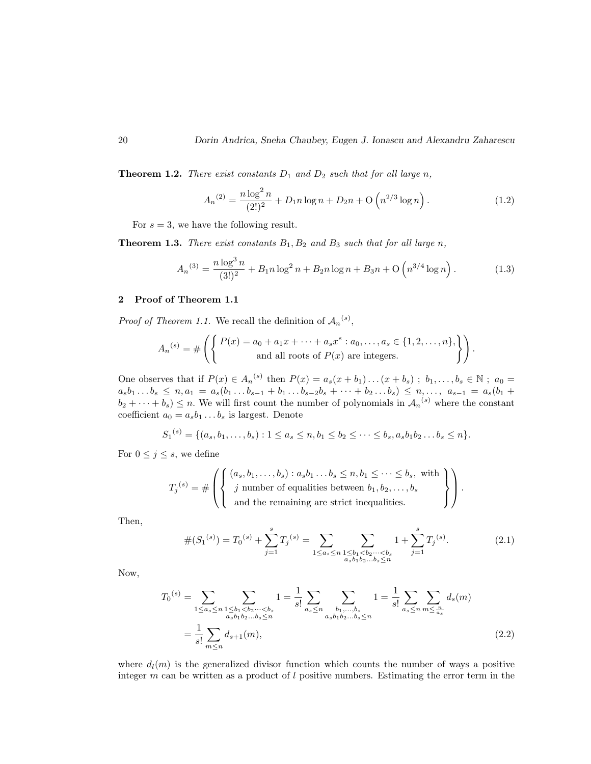**Theorem 1.2.** *There exist constants $D_1$ and $D_2$ such that for all large $n$,*

$$A_n{}^{(2)} = \frac{n \log^2 n}{(2!)^2} + D_1 n \log n + D_2 n + \mathrm{O}\left(n^{2/3} \log n\right). \tag{1.2}$$

For $s = 3$, we have the following result.

**Theorem 1.3.** *There exist constants $B_1, B_2$ and $B_3$ such that for all large $n$,*

$$A_n{}^{(3)} = \frac{n \log^3 n}{(3!)^2} + B_1 n \log^2 n + B_2 n \log n + B_3 n + \mathrm{O}\left(n^{3/4} \log n\right). \tag{1.3}$$

## 2 Proof of Theorem 1.1

*Proof of Theorem 1.1.* We recall the definition of $\mathcal{A}_n{}^{(s)}$,

$$A_n{}^{(s)} = \#\left(\left\{\begin{array}{c} P(x) = a_0 + a_1 x + \cdots + a_s x^s : a_0, \ldots, a_s \in \{1, 2, \ldots, n\}, \\ \text{and all roots of } P(x) \text{ are integers.} \end{array}\right\}\right).$$

One observes that if $P(x) \in A_n{}^{(s)}$ then $P(x) = a_s(x + b_1) \ldots (x + b_s)$ ; $b_1, \ldots, b_s \in \mathbb{N}$ ; $a_0 = a_s b_1 \ldots b_s \leq n, a_1 = a_s(b_1 \ldots b_{s-1} + b_1 \ldots b_{s-2} b_s + \cdots + b_2 \ldots b_s) \leq n, \ldots,\ a_{s-1} = a_s(b_1 + b_2 + \cdots + b_s) \leq n$. We will first count the number of polynomials in $\mathcal{A}_n{}^{(s)}$ where the constant coefficient $a_0 = a_s b_1 \ldots b_s$ is largest. Denote

$$S_1{}^{(s)} = \{(a_s, b_1, \ldots, b_s) : 1 \leq a_s \leq n, b_1 \leq b_2 \leq \cdots \leq b_s, a_s b_1 b_2 \ldots b_s \leq n\}.$$

For $0 \leq j \leq s$, we define

$$T_j{}^{(s)} = \#\left(\left\{\begin{array}{l} (a_s, b_1, \ldots, b_s) : a_s b_1 \ldots b_s \leq n, b_1 \leq \cdots \leq b_s, \text{ with} \\ \ j \text{ number of equalities between } b_1, b_2, \ldots, b_s \\ \ \text{and the remaining are strict inequalities.} \end{array}\right\}\right).$$

Then,

$$\#(S_1{}^{(s)}) = T_0{}^{(s)} + \sum_{j=1}^{s} T_j{}^{(s)} = \sum_{1 \leq a_s \leq n} \sum_{\substack{1 \leq b_1 < b_2 \cdots < b_s \\ a_s b_1 b_2 \ldots b_s \leq n}} 1 + \sum_{j=1}^{s} T_j{}^{(s)}. \tag{2.1}$$

Now,

$$\begin{aligned} T_0{}^{(s)} &= \sum_{1 \leq a_s \leq n} \sum_{\substack{1 \leq b_1 < b_2 \cdots < b_s \\ a_s b_1 b_2 \ldots b_s \leq n}} 1 = \frac{1}{s!} \sum_{a_s \leq n} \sum_{\substack{b_1, \ldots, b_s \\ a_s b_1 b_2 \ldots b_s \leq n}} 1 = \frac{1}{s!} \sum_{a_s \leq n} \sum_{m \leq \frac{n}{a_s}} d_s(m) \\ &= \frac{1}{s!} \sum_{m \leq n} d_{s+1}(m), \end{aligned} \tag{2.2}$$

where $d_l(m)$ is the generalized divisor function which counts the number of ways a positive integer $m$ can be written as a product of $l$ positive numbers. Estimating the error term in the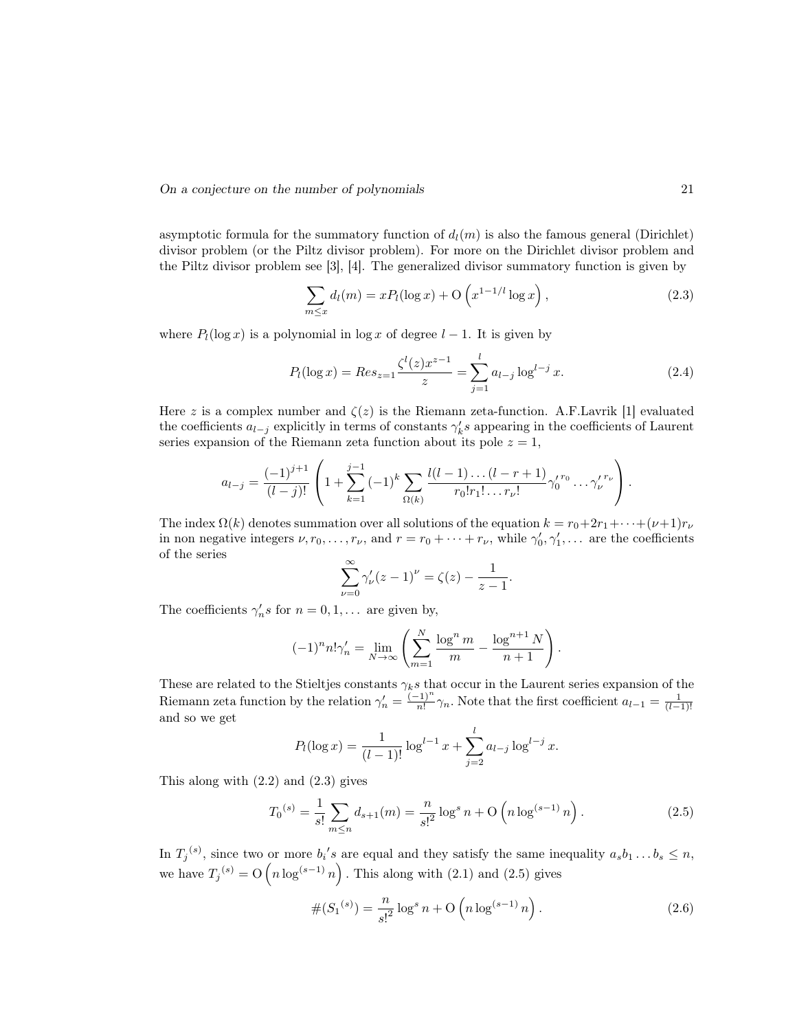asymptotic formula for the summatory function of $d_l(m)$ is also the famous general (Dirichlet) divisor problem (or the Piltz divisor problem). For more on the Dirichlet divisor problem and the Piltz divisor problem see [3], [4]. The generalized divisor summatory function is given by

$$\sum_{m\leq x} d_l(m) = xP_l(\log x) + \mathrm{O}\left(x^{1-1/l}\log x\right), \tag{2.3}$$

where $P_l(\log x)$ is a polynomial in $\log x$ of degree $l-1$. It is given by

$$P_l(\log x) = Res_{z=1}\frac{\zeta^l(z)x^{z-1}}{z} = \sum_{j=1}^{l} a_{l-j}\log^{l-j} x. \tag{2.4}$$

Here $z$ is a complex number and $\zeta(z)$ is the Riemann zeta-function. A.F.Lavrik [1] evaluated the coefficients $a_{l-j}$ explicitly in terms of constants $\gamma_k' s$ appearing in the coefficients of Laurent series expansion of the Riemann zeta function about its pole $z=1$,

$$a_{l-j} = \frac{(-1)^{j+1}}{(l-j)!}\left(1+\sum_{k=1}^{j-1}(-1)^k\sum_{\Omega(k)}\frac{l(l-1)\dots(l-r+1)}{r_0!r_1!\dots r_\nu!}{\gamma_0'}^{r_0}\dots{\gamma_\nu'}^{r_\nu}\right).$$

The index $\Omega(k)$ denotes summation over all solutions of the equation $k = r_0+2r_1+\dots+(\nu+1)r_\nu$ in non negative integers $\nu, r_0, \dots, r_\nu$, and $r = r_0+\dots+r_\nu$, while $\gamma_0', \gamma_1', \dots$ are the coefficients of the series

$$\sum_{\nu=0}^{\infty}\gamma_\nu'(z-1)^\nu = \zeta(z) - \frac{1}{z-1}.$$

The coefficients $\gamma_n' s$ for $n = 0, 1, \dots$ are given by,

$$(-1)^n n!\gamma_n' = \lim_{N\to\infty}\left(\sum_{m=1}^{N}\frac{\log^n m}{m} - \frac{\log^{n+1} N}{n+1}\right).$$

These are related to the Stieltjes constants $\gamma_k s$ that occur in the Laurent series expansion of the Riemann zeta function by the relation $\gamma_n' = \frac{(-1)^n}{n!}\gamma_n$. Note that the first coefficient $a_{l-1} = \frac{1}{(l-1)!}$ and so we get

$$P_l(\log x) = \frac{1}{(l-1)!}\log^{l-1} x + \sum_{j=2}^{l} a_{l-j}\log^{l-j} x.$$

This along with (2.2) and (2.3) gives

$${T_0}^{(s)} = \frac{1}{s!}\sum_{m\leq n} d_{s+1}(m) = \frac{n}{s!^2}\log^s n + \mathrm{O}\left(n\log^{(s-1)} n\right). \tag{2.5}$$

In ${T_j}^{(s)}$, since two or more ${b_i}' s$ are equal and they satisfy the same inequality $a_s b_1 \dots b_s \leq n$, we have ${T_j}^{(s)} = \mathrm{O}\left(n\log^{(s-1)} n\right)$. This along with (2.1) and (2.5) gives

$$\#({S_1}^{(s)}) = \frac{n}{s!^2}\log^s n + \mathrm{O}\left(n\log^{(s-1)} n\right). \tag{2.6}$$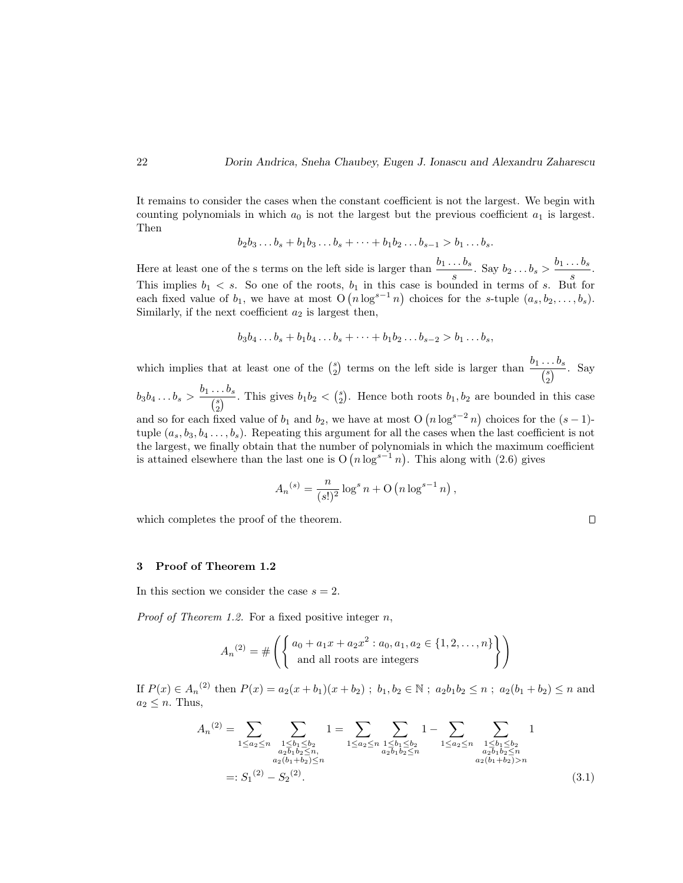It remains to consider the cases when the constant coefficient is not the largest. We begin with counting polynomials in which $a_0$ is not the largest but the previous coefficient $a_1$ is largest. Then

$$b_2 b_3 \dots b_s + b_1 b_3 \dots b_s + \cdots + b_1 b_2 \dots b_{s-1} > b_1 \dots b_s.$$

Here at least one of the s terms on the left side is larger than $\dfrac{b_1 \dots b_s}{s}$. Say $b_2 \dots b_s > \dfrac{b_1 \dots b_s}{s}$. This implies $b_1 < s$. So one of the roots, $b_1$ in this case is bounded in terms of $s$. But for each fixed value of $b_1$, we have at most $\mathrm{O}\left(n \log^{s-1} n\right)$ choices for the $s$-tuple $(a_s, b_2, \dots, b_s)$. Similarly, if the next coefficient $a_2$ is largest then,

$$b_3 b_4 \dots b_s + b_1 b_4 \dots b_s + \cdots + b_1 b_2 \dots b_{s-2} > b_1 \dots b_s,$$

which implies that at least one of the $\binom{s}{2}$ terms on the left side is larger than $\dfrac{b_1 \dots b_s}{\binom{s}{2}}$. Say $b_3 b_4 \dots b_s > \dfrac{b_1 \dots b_s}{\binom{s}{2}}$. This gives $b_1 b_2 < \binom{s}{2}$. Hence both roots $b_1, b_2$ are bounded in this case and so for each fixed value of $b_1$ and $b_2$, we have at most $\mathrm{O}\left(n \log^{s-2} n\right)$ choices for the $(s-1)$-tuple $(a_s, b_3, b_4 \dots, b_s)$. Repeating this argument for all the cases when the last coefficient is not the largest, we finally obtain that the number of polynomials in which the maximum coefficient is attained elsewhere than the last one is $\mathrm{O}\left(n \log^{s-1} n\right)$. This along with (2.6) gives

$$A_n{}^{(s)} = \frac{n}{(s!)^2} \log^s n + \mathrm{O}\left(n \log^{s-1} n\right),$$

which completes the proof of the theorem. $\square$

## 3 Proof of Theorem 1.2

In this section we consider the case $s = 2$.

*Proof of Theorem 1.2.* For a fixed positive integer $n$,

$$A_n{}^{(2)} = \#\left(\left\{\begin{array}{l} a_0 + a_1 x + a_2 x^2 : a_0, a_1, a_2 \in \{1, 2, \dots, n\} \\ \text{and all roots are integers} \end{array}\right\}\right)$$

If $P(x) \in A_n{}^{(2)}$ then $P(x) = a_2(x + b_1)(x + b_2)$ ; $b_1, b_2 \in \mathbb{N}$ ; $a_2 b_1 b_2 \leq n$ ; $a_2(b_1 + b_2) \leq n$ and $a_2 \leq n$. Thus,

$$\begin{aligned} A_n{}^{(2)} &= \sum_{1 \leq a_2 \leq n} \sum_{\substack{1 \leq b_1 \leq b_2 \\ a_2 b_1 b_2 \leq n, \\ a_2(b_1 + b_2) \leq n}} 1 = \sum_{1 \leq a_2 \leq n} \sum_{\substack{1 \leq b_1 \leq b_2 \\ a_2 b_1 b_2 \leq n}} 1 - \sum_{1 \leq a_2 \leq n} \sum_{\substack{1 \leq b_1 \leq b_2 \\ a_2 b_1 b_2 \leq n \\ a_2(b_1 + b_2) > n}} 1 \\ &=: S_1{}^{(2)} - S_2{}^{(2)}. \end{aligned} \tag{3.1}$$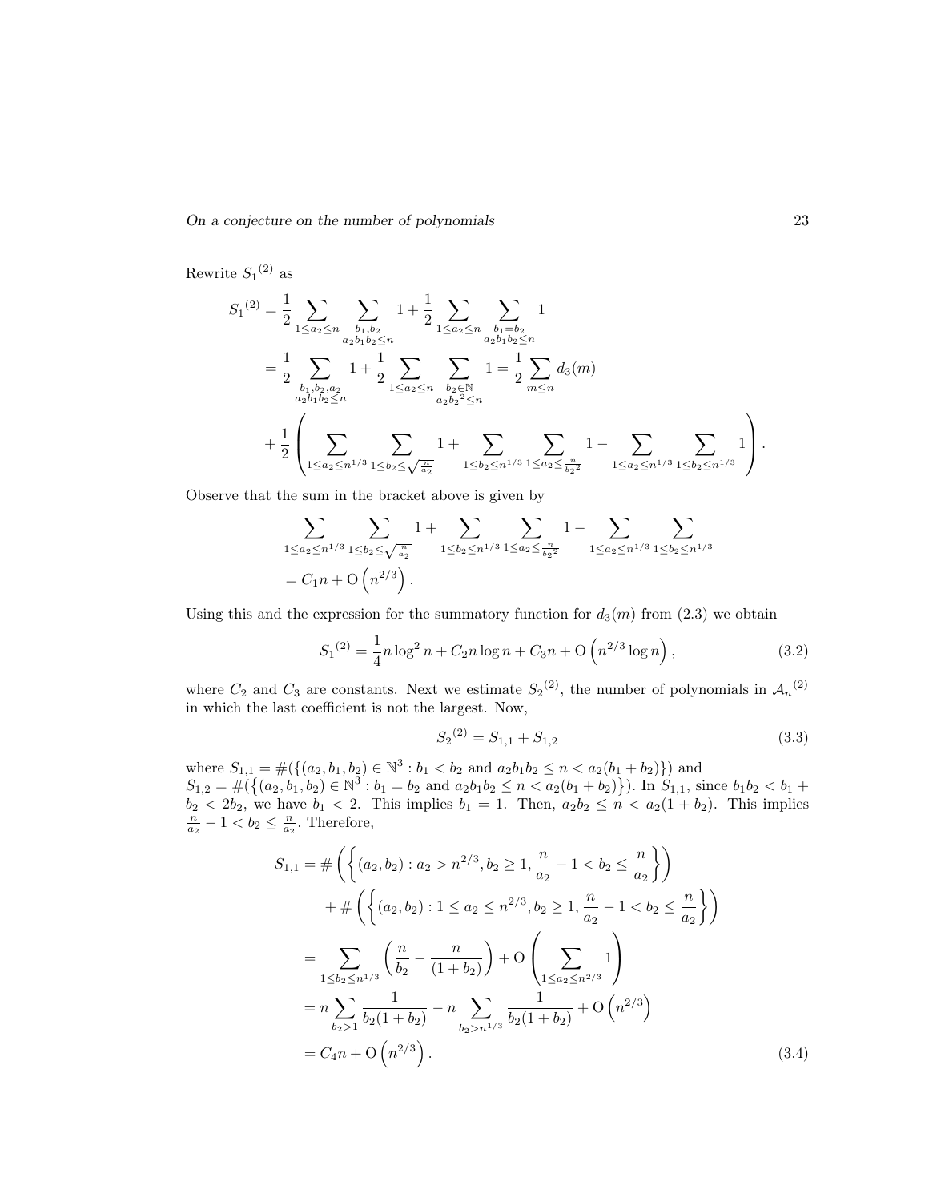Rewrite ${S_1}^{(2)}$ as

$$
\begin{aligned}
{S_1}^{(2)} &= \frac{1}{2} \sum_{1 \le a_2 \le n} \sum_{\substack{b_1, b_2 \\ a_2 b_1 b_2 \le n}} 1 + \frac{1}{2} \sum_{1 \le a_2 \le n} \sum_{\substack{b_1 = b_2 \\ a_2 b_1 b_2 \le n}} 1 \\
&= \frac{1}{2} \sum_{\substack{b_1, b_2, a_2 \\ a_2 b_1 b_2 \le n}} 1 + \frac{1}{2} \sum_{1 \le a_2 \le n} \sum_{\substack{b_2 \in \mathbb{N} \\ a_2 {b_2}^2 \le n}} 1 = \frac{1}{2} \sum_{m \le n} d_3(m) \\
&+ \frac{1}{2} \left( \sum_{1 \le a_2 \le n^{1/3}} \sum_{1 \le b_2 \le \sqrt{\frac{n}{a_2}}} 1 + \sum_{1 \le b_2 \le n^{1/3}} \sum_{1 \le a_2 \le \frac{n}{{b_2}^2}} 1 - \sum_{1 \le a_2 \le n^{1/3}} \sum_{1 \le b_2 \le n^{1/3}} 1 \right).
\end{aligned}
$$

Observe that the sum in the bracket above is given by

$$
\begin{aligned}
&\sum_{1 \le a_2 \le n^{1/3}} \sum_{1 \le b_2 \le \sqrt{\frac{n}{a_2}}} 1 + \sum_{1 \le b_2 \le n^{1/3}} \sum_{1 \le a_2 \le \frac{n}{{b_2}^2}} 1 - \sum_{1 \le a_2 \le n^{1/3}} \sum_{1 \le b_2 \le n^{1/3}} \\
&= C_1 n + \mathrm{O}\left(n^{2/3}\right).
\end{aligned}
$$

Using this and the expression for the summatory function for $d_3(m)$ from (2.3) we obtain

$$
{S_1}^{(2)} = \frac{1}{4} n \log^2 n + C_2 n \log n + C_3 n + \mathrm{O}\left(n^{2/3} \log n\right), \tag{3.2}
$$

where $C_2$ and $C_3$ are constants. Next we estimate ${S_2}^{(2)}$, the number of polynomials in ${\mathcal{A}_n}^{(2)}$ in which the last coefficient is not the largest. Now,

$$
{S_2}^{(2)} = S_{1,1} + S_{1,2} \tag{3.3}
$$

where $S_{1,1} = \#(\{(a_2, b_1, b_2) \in \mathbb{N}^3 : b_1 < b_2 \text{ and } a_2 b_1 b_2 \le n < a_2(b_1 + b_2)\})$ and $S_{1,2} = \#(\{(a_2, b_1, b_2) \in \mathbb{N}^3 : b_1 = b_2 \text{ and } a_2 b_1 b_2 \le n < a_2(b_1 + b_2)\})$. In $S_{1,1}$, since $b_1 b_2 < b_1 + b_2 < 2b_2$, we have $b_1 < 2$. This implies $b_1 = 1$. Then, $a_2 b_2 \le n < a_2(1 + b_2)$. This implies $\frac{n}{a_2} - 1 < b_2 \le \frac{n}{a_2}$. Therefore,

$$
\begin{aligned}
S_{1,1} &= \#\left(\left\{(a_2, b_2) : a_2 > n^{2/3}, b_2 \ge 1, \frac{n}{a_2} - 1 < b_2 \le \frac{n}{a_2}\right\}\right) \\
&\quad + \#\left(\left\{(a_2, b_2) : 1 \le a_2 \le n^{2/3}, b_2 \ge 1, \frac{n}{a_2} - 1 < b_2 \le \frac{n}{a_2}\right\}\right) \\
&= \sum_{1 \le b_2 \le n^{1/3}} \left(\frac{n}{b_2} - \frac{n}{(1 + b_2)}\right) + \mathrm{O}\left(\sum_{1 \le a_2 \le n^{2/3}} 1\right) \\
&= n \sum_{b_2 > 1} \frac{1}{b_2(1 + b_2)} - n \sum_{b_2 > n^{1/3}} \frac{1}{b_2(1 + b_2)} + \mathrm{O}\left(n^{2/3}\right) \\
&= C_4 n + \mathrm{O}\left(n^{2/3}\right).
\end{aligned} \tag{3.4}
$$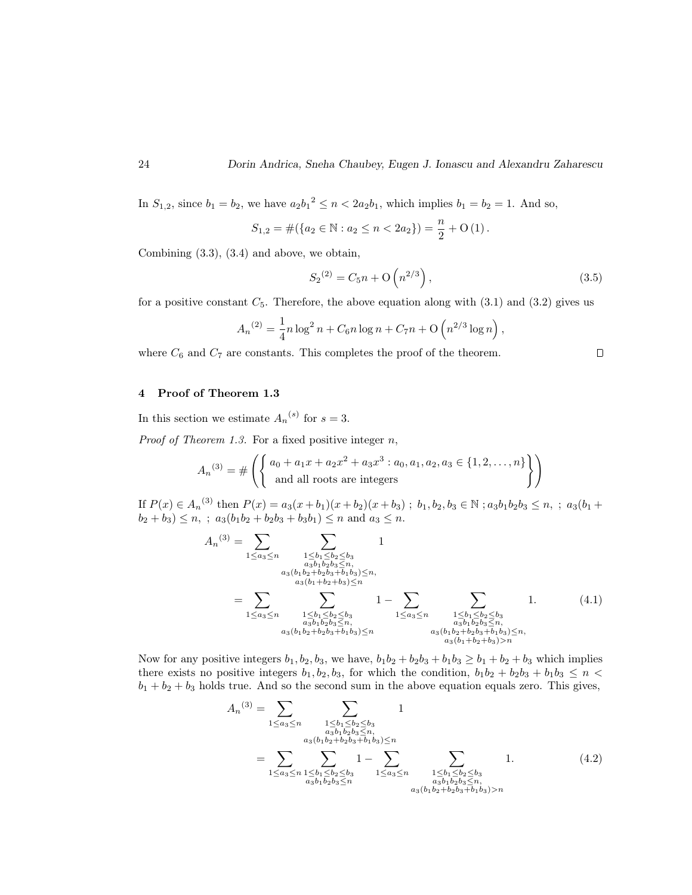In $S_{1,2}$, since $b_1 = b_2$, we have $a_2{b_1}^2 \le n < 2a_2b_1$, which implies $b_1 = b_2 = 1$. And so,

$$S_{1,2} = \#(\{a_2 \in \mathbb{N} : a_2 \le n < 2a_2\}) = \frac{n}{2} + \mathrm{O}\left(1\right).$$

Combining (3.3), (3.4) and above, we obtain,

$$S_2{}^{(2)} = C_5 n + \mathrm{O}\left(n^{2/3}\right), \tag{3.5}$$

for a positive constant $C_5$. Therefore, the above equation along with (3.1) and (3.2) gives us

$$A_n{}^{(2)} = \frac{1}{4} n \log^2 n + C_6 n \log n + C_7 n + \mathrm{O}\left(n^{2/3} \log n\right),$$

where $C_6$ and $C_7$ are constants. This completes the proof of the theorem. $\square$

## 4 Proof of Theorem 1.3

In this section we estimate $A_n{}^{(s)}$ for $s = 3$.

*Proof of Theorem 1.3.* For a fixed positive integer $n$,

$$A_n{}^{(3)} = \#\left(\left\{\begin{array}{l} a_0 + a_1x + a_2x^2 + a_3x^3 : a_0, a_1, a_2, a_3 \in \{1, 2, \ldots, n\} \\ \text{and all roots are integers} \end{array}\right\}\right)$$

If $P(x) \in A_n{}^{(3)}$ then $P(x) = a_3(x + b_1)(x + b_2)(x + b_3)$ ; $b_1, b_2, b_3 \in \mathbb{N}$ ; $a_3b_1b_2b_3 \le n$, ; $a_3(b_1 + b_2 + b_3) \le n$, ; $a_3(b_1b_2 + b_2b_3 + b_3b_1) \le n$ and $a_3 \le n$.

$$\begin{aligned} A_n{}^{(3)} &= \sum_{1 \le a_3 \le n} \sum_{\substack{1 \le b_1 \le b_2 \le b_3 \\ a_3b_1b_2b_3 \le n, \\ a_3(b_1b_2 + b_2b_3 + b_1b_3) \le n, \\ a_3(b_1 + b_2 + b_3) \le n}} 1 \\ &= \sum_{1 \le a_3 \le n} \sum_{\substack{1 \le b_1 \le b_2 \le b_3 \\ a_3b_1b_2b_3 \le n, \\ a_3(b_1b_2 + b_2b_3 + b_1b_3) \le n}} 1 - \sum_{1 \le a_3 \le n} \sum_{\substack{1 \le b_1 \le b_2 \le b_3 \\ a_3b_1b_2b_3 \le n, \\ a_3(b_1b_2 + b_2b_3 + b_1b_3) \le n, \\ a_3(b_1 + b_2 + b_3) > n}} 1. \end{aligned} \tag{4.1}$$

Now for any positive integers $b_1, b_2, b_3$, we have, $b_1b_2 + b_2b_3 + b_1b_3 \ge b_1 + b_2 + b_3$ which implies there exists no positive integers $b_1, b_2, b_3$, for which the condition, $b_1b_2 + b_2b_3 + b_1b_3 \le n < b_1 + b_2 + b_3$ holds true. And so the second sum in the above equation equals zero. This gives,

$$\begin{aligned} A_n{}^{(3)} &= \sum_{1 \le a_3 \le n} \sum_{\substack{1 \le b_1 \le b_2 \le b_3 \\ a_3b_1b_2b_3 \le n, \\ a_3(b_1b_2 + b_2b_3 + b_1b_3) \le n}} 1 \\ &= \sum_{1 \le a_3 \le n} \sum_{\substack{1 \le b_1 \le b_2 \le b_3 \\ a_3b_1b_2b_3 \le n}} 1 - \sum_{1 \le a_3 \le n} \sum_{\substack{1 \le b_1 \le b_2 \le b_3 \\ a_3b_1b_2b_3 \le n, \\ a_3(b_1b_2 + b_2b_3 + b_1b_3) > n}} 1. \end{aligned} \tag{4.2}$$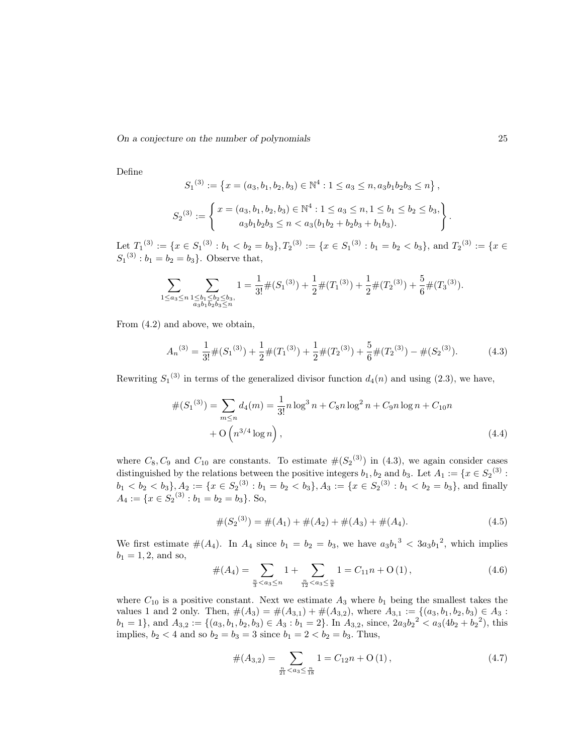Define

$$S_1{}^{(3)} := \left\{ x = (a_3, b_1, b_2, b_3) \in \mathbb{N}^4 : 1 \le a_3 \le n, a_3 b_1 b_2 b_3 \le n \right\},$$

$$S_2{}^{(3)} := \left\{ \begin{array}{c} x = (a_3, b_1, b_2, b_3) \in \mathbb{N}^4 : 1 \le a_3 \le n, 1 \le b_1 \le b_2 \le b_3, \\ a_3 b_1 b_2 b_3 \le n < a_3(b_1 b_2 + b_2 b_3 + b_1 b_3). \end{array} \right\}.$$

Let $T_1{}^{(3)} := \{x \in S_1{}^{(3)} : b_1 < b_2 = b_3\}, T_2{}^{(3)} := \{x \in S_1{}^{(3)} : b_1 = b_2 < b_3\}$, and $T_2{}^{(3)} := \{x \in S_1{}^{(3)} : b_1 = b_2 = b_3\}$. Observe that,

$$\sum_{1 \le a_3 \le n} \sum_{\substack{1 \le b_1 \le b_2 \le b_3, \\ a_3 b_1 b_2 b_3 \le n}} 1 = \frac{1}{3!} \#(S_1{}^{(3)}) + \frac{1}{2} \#(T_1{}^{(3)}) + \frac{1}{2} \#(T_2{}^{(3)}) + \frac{5}{6} \#(T_3{}^{(3)}).$$

From (4.2) and above, we obtain,

$$A_n{}^{(3)} = \frac{1}{3!} \#(S_1{}^{(3)}) + \frac{1}{2} \#(T_1{}^{(3)}) + \frac{1}{2} \#(T_2{}^{(3)}) + \frac{5}{6} \#(T_2{}^{(3)}) - \#(S_2{}^{(3)}). \tag{4.3}$$

Rewriting $S_1{}^{(3)}$ in terms of the generalized divisor function $d_4(n)$ and using (2.3), we have,

$$\begin{aligned} \#(S_1{}^{(3)}) = \sum_{m \le n} d_4(m) &= \frac{1}{3!} n \log^3 n + C_8 n \log^2 n + C_9 n \log n + C_{10} n \\ &+ \mathrm{O}\left(n^{3/4} \log n\right), \end{aligned} \tag{4.4}$$

where $C_8, C_9$ and $C_{10}$ are constants. To estimate $\#(S_2{}^{(3)})$ in (4.3), we again consider cases distinguished by the relations between the positive integers $b_1, b_2$ and $b_3$. Let $A_1 := \{x \in S_2{}^{(3)} : b_1 < b_2 < b_3\}, A_2 := \{x \in S_2{}^{(3)} : b_1 = b_2 < b_3\}, A_3 := \{x \in S_2{}^{(3)} : b_1 < b_2 = b_3\}$, and finally $A_4 := \{x \in S_2{}^{(3)} : b_1 = b_2 = b_3\}$. So,

$$\#(S_2{}^{(3)}) = \#(A_1) + \#(A_2) + \#(A_3) + \#(A_4). \tag{4.5}$$

We first estimate $\#(A_4)$. In $A_4$ since $b_1 = b_2 = b_3$, we have $a_3 {b_1}^3 < 3 a_3 {b_1}^2$, which implies $b_1 = 1, 2$, and so,

$$\#(A_4) = \sum_{\frac{n}{3} < a_3 \le n} 1 + \sum_{\frac{n}{12} < a_3 \le \frac{n}{8}} 1 = C_{11} n + \mathrm{O}\left(1\right), \tag{4.6}$$

where $C_{10}$ is a positive constant. Next we estimate $A_3$ where $b_1$ being the smallest takes the values 1 and 2 only. Then, $\#(A_3) = \#(A_{3,1}) + \#(A_{3,2})$, where $A_{3,1} := \{(a_3, b_1, b_2, b_3) \in A_3 : b_1 = 1\}$, and $A_{3,2} := \{(a_3, b_1, b_2, b_3) \in A_3 : b_1 = 2\}$. In $A_{3,2}$, since, $2 a_3 {b_2}^2 < a_3(4 b_2 + {b_2}^2)$, this implies, $b_2 < 4$ and so $b_2 = b_3 = 3$ since $b_1 = 2 < b_2 = b_3$. Thus,

$$\#(A_{3,2}) = \sum_{\frac{n}{21} < a_3 \le \frac{n}{18}} 1 = C_{12} n + \mathrm{O}\left(1\right), \tag{4.7}$$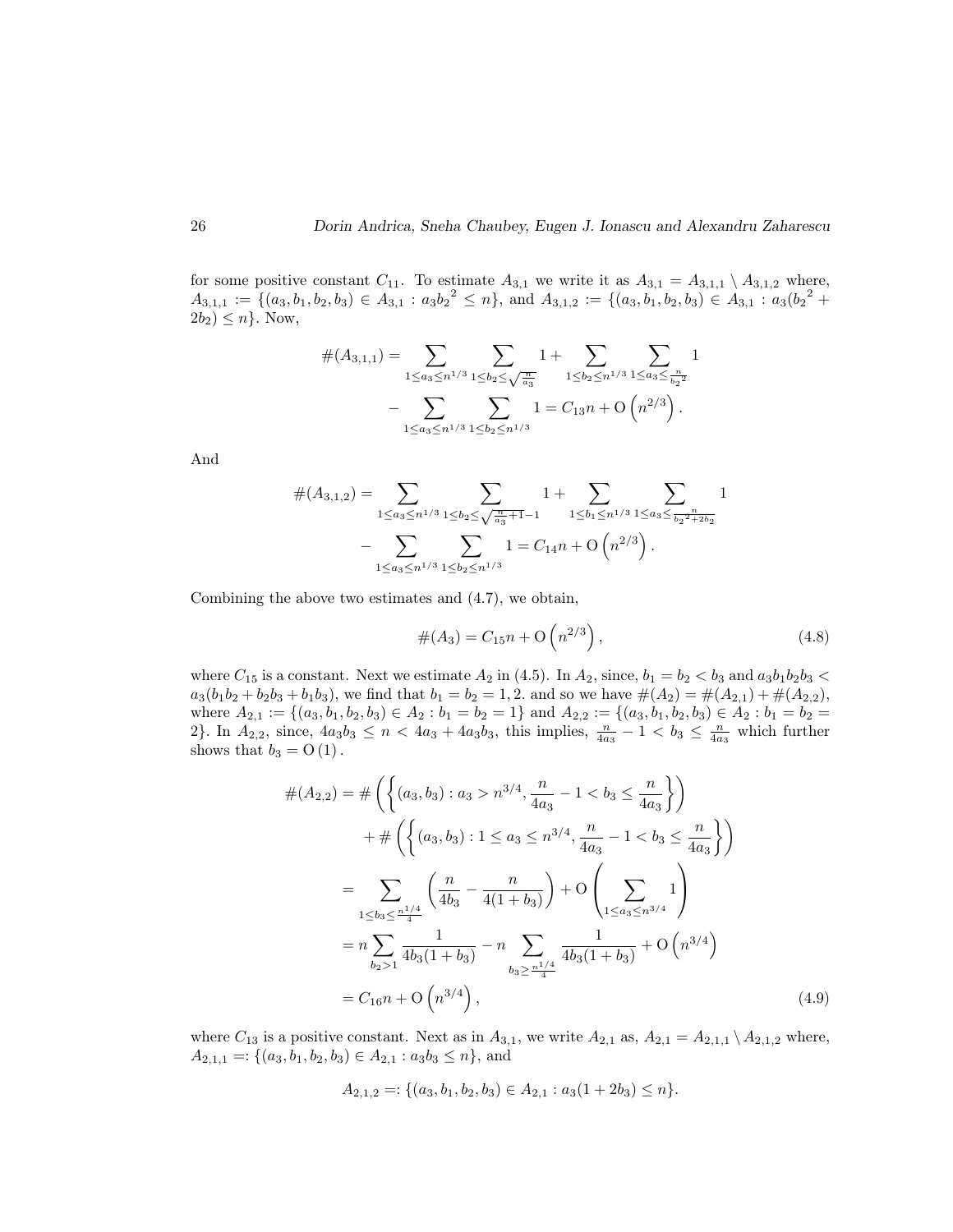for some positive constant $C_{11}$. To estimate $A_{3,1}$ we write it as $A_{3,1} = A_{3,1,1} \setminus A_{3,1,2}$ where, $A_{3,1,1} := \{(a_3, b_1, b_2, b_3) \in A_{3,1} : a_3{b_2}^2 \leq n\}$, and $A_{3,1,2} := \{(a_3, b_1, b_2, b_3) \in A_{3,1} : a_3({b_2}^2 + 2b_2) \leq n\}$. Now,

$$
\begin{aligned}
\#(A_{3,1,1}) = & \sum_{1 \leq a_3 \leq n^{1/3}} \sum_{1 \leq b_2 \leq \sqrt{\frac{n}{a_3}}} 1 + \sum_{1 \leq b_2 \leq n^{1/3}} \sum_{1 \leq a_3 \leq \frac{n}{{b_2}^2}} 1 \\
& - \sum_{1 \leq a_3 \leq n^{1/3}} \sum_{1 \leq b_2 \leq n^{1/3}} 1 = C_{13} n + \mathrm{O}\left(n^{2/3}\right).
\end{aligned}
$$

And

$$
\begin{aligned}
\#(A_{3,1,2}) = & \sum_{1 \leq a_3 \leq n^{1/3}} \sum_{1 \leq b_2 \leq \sqrt{\frac{n}{a_3}+1}-1} 1 + \sum_{1 \leq b_1 \leq n^{1/3}} \sum_{1 \leq a_3 \leq \frac{n}{{b_2}^2+2b_2}} 1 \\
& - \sum_{1 \leq a_3 \leq n^{1/3}} \sum_{1 \leq b_2 \leq n^{1/3}} 1 = C_{14} n + \mathrm{O}\left(n^{2/3}\right).
\end{aligned}
$$

Combining the above two estimates and (4.7), we obtain,

$$
\#(A_3) = C_{15} n + \mathrm{O}\left(n^{2/3}\right), \tag{4.8}
$$

where $C_{15}$ is a constant. Next we estimate $A_2$ in (4.5). In $A_2$, since, $b_1 = b_2 < b_3$ and $a_3 b_1 b_2 b_3 < a_3(b_1 b_2 + b_2 b_3 + b_1 b_3)$, we find that $b_1 = b_2 = 1, 2$. and so we have $\#(A_2) = \#(A_{2,1}) + \#(A_{2,2})$, where $A_{2,1} := \{(a_3, b_1, b_2, b_3) \in A_2 : b_1 = b_2 = 1\}$ and $A_{2,2} := \{(a_3, b_1, b_2, b_3) \in A_2 : b_1 = b_2 = 2\}$. In $A_{2,2}$, since, $4a_3 b_3 \leq n < 4a_3 + 4a_3 b_3$, this implies, $\frac{n}{4a_3} - 1 < b_3 \leq \frac{n}{4a_3}$ which further shows that $b_3 = \mathrm{O}(1)$.

$$
\begin{aligned}
\#(A_{2,2}) &= \#\left(\left\{(a_3, b_3) : a_3 > n^{3/4}, \frac{n}{4a_3} - 1 < b_3 \leq \frac{n}{4a_3}\right\}\right) \\
&\quad + \#\left(\left\{(a_3, b_3) : 1 \leq a_3 \leq n^{3/4}, \frac{n}{4a_3} - 1 < b_3 \leq \frac{n}{4a_3}\right\}\right) \\
&= \sum_{1 \leq b_3 \leq \frac{n^{1/4}}{4}} \left(\frac{n}{4b_3} - \frac{n}{4(1+b_3)}\right) + \mathrm{O}\left(\sum_{1 \leq a_3 \leq n^{3/4}} 1\right) \\
&= n \sum_{b_2 > 1} \frac{1}{4b_3(1+b_3)} - n \sum_{b_3 \geq \frac{n^{1/4}}{4}} \frac{1}{4b_3(1+b_3)} + \mathrm{O}\left(n^{3/4}\right) \\
&= C_{16} n + \mathrm{O}\left(n^{3/4}\right),
\end{aligned} \tag{4.9}
$$

where $C_{13}$ is a positive constant. Next as in $A_{3,1}$, we write $A_{2,1}$ as, $A_{2,1} = A_{2,1,1} \setminus A_{2,1,2}$ where, $A_{2,1,1} =: \{(a_3, b_1, b_2, b_3) \in A_{2,1} : a_3 b_3 \leq n\}$, and

$$
A_{2,1,2} =: \{(a_3, b_1, b_2, b_3) \in A_{2,1} : a_3(1 + 2b_3) \leq n\}.
$$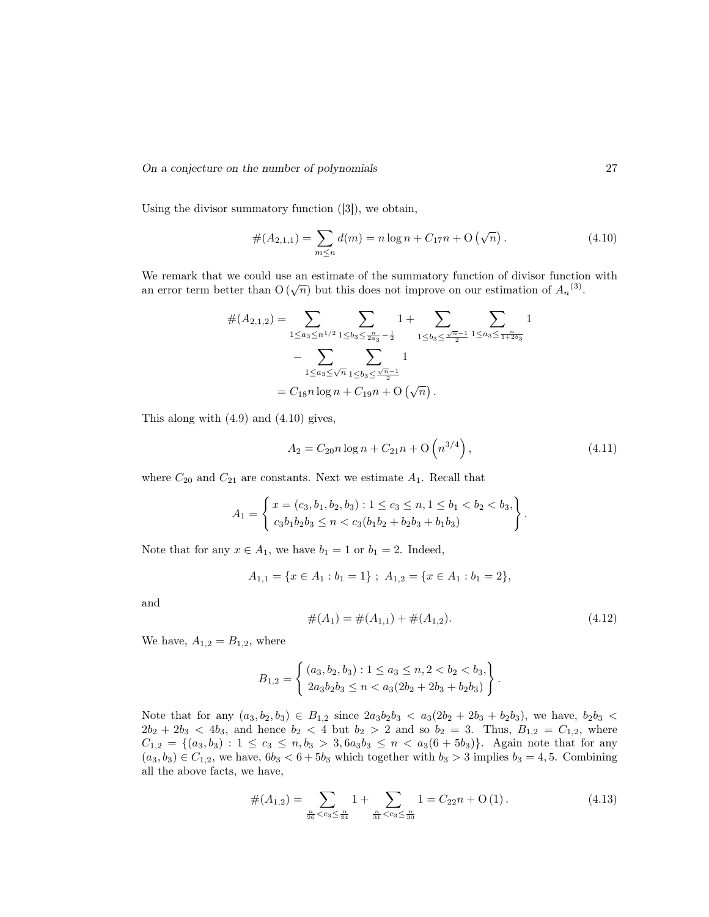Using the divisor summatory function ([3]), we obtain,

$$\#(A_{2,1,1}) = \sum_{m \leq n} d(m) = n \log n + C_{17} n + \mathrm{O}\left(\sqrt{n}\right). \tag{4.10}$$

We remark that we could use an estimate of the summatory function of divisor function with an error term better than $\mathrm{O}\left(\sqrt{n}\right)$ but this does not improve on our estimation of ${A_n}^{(3)}$.

$$\begin{aligned}
\#(A_{2,1,2}) &= \sum_{1 \leq a_3 \leq n^{1/2}} \sum_{1 \leq b_3 \leq \frac{n}{2a_3} - \frac{1}{2}} 1 + \sum_{1 \leq b_3 \leq \frac{\sqrt{n}-1}{2}} \sum_{1 \leq a_3 \leq \frac{n}{1+2b_3}} 1 \\
&\quad - \sum_{1 \leq a_3 \leq \sqrt{n}} \sum_{1 \leq b_3 \leq \frac{\sqrt{n}-1}{2}} 1 \\
&= C_{18} n \log n + C_{19} n + \mathrm{O}\left(\sqrt{n}\right).
\end{aligned}$$

This along with (4.9) and (4.10) gives,

$$A_2 = C_{20} n \log n + C_{21} n + \mathrm{O}\left(n^{3/4}\right), \tag{4.11}$$

where $C_{20}$ and $C_{21}$ are constants. Next we estimate $A_1$. Recall that

$$A_1 = \left\{ \begin{array}{l} x = (c_3, b_1, b_2, b_3) : 1 \leq c_3 \leq n, 1 \leq b_1 < b_2 < b_3, \\ c_3 b_1 b_2 b_3 \leq n < c_3(b_1 b_2 + b_2 b_3 + b_1 b_3) \end{array} \right\}.$$

Note that for any $x \in A_1$, we have $b_1 = 1$ or $b_1 = 2$. Indeed,

$$A_{1,1} = \{x \in A_1 : b_1 = 1\} \; ; \; A_{1,2} = \{x \in A_1 : b_1 = 2\},$$

and

$$\#(A_1) = \#(A_{1,1}) + \#(A_{1,2}). \tag{4.12}$$

We have, $A_{1,2} = B_{1,2}$, where

$$B_{1,2} = \left\{ \begin{array}{l} (a_3, b_2, b_3) : 1 \leq a_3 \leq n, 2 < b_2 < b_3, \\ 2a_3 b_2 b_3 \leq n < a_3(2b_2 + 2b_3 + b_2 b_3) \end{array} \right\}.$$

Note that for any $(a_3, b_2, b_3) \in B_{1,2}$ since $2a_3 b_2 b_3 < a_3(2b_2 + 2b_3 + b_2 b_3)$, we have, $b_2 b_3 < 2b_2 + 2b_3 < 4b_3$, and hence $b_2 < 4$ but $b_2 > 2$ and so $b_2 = 3$. Thus, $B_{1,2} = C_{1,2}$, where $C_{1,2} = \{(a_3, b_3) : 1 \leq c_3 \leq n, b_3 > 3, 6a_3 b_3 \leq n < a_3(6 + 5b_3)\}$. Again note that for any $(a_3, b_3) \in C_{1,2}$, we have, $6b_3 < 6 + 5b_3$ which together with $b_3 > 3$ implies $b_3 = 4, 5$. Combining all the above facts, we have,

$$\#(A_{1,2}) = \sum_{\frac{n}{26} < c_3 \leq \frac{n}{24}} 1 + \sum_{\frac{n}{31} < c_3 \leq \frac{n}{30}} 1 = C_{22} n + \mathrm{O}\left(1\right). \tag{4.13}$$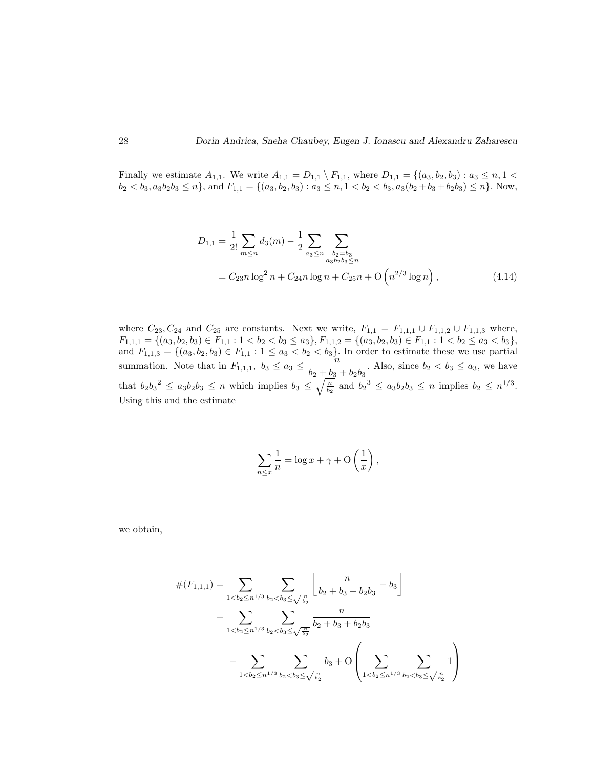Finally we estimate $A_{1,1}$. We write $A_{1,1} = D_{1,1} \setminus F_{1,1}$, where $D_{1,1} = \{(a_3, b_2, b_3) : a_3 \leq n, 1 < b_2 < b_3, a_3 b_2 b_3 \leq n\}$, and $F_{1,1} = \{(a_3, b_2, b_3) : a_3 \leq n, 1 < b_2 < b_3, a_3(b_2 + b_3 + b_2 b_3) \leq n\}$. Now,

$$
\begin{aligned}
D_{1,1} &= \frac{1}{2!} \sum_{m \leq n} d_3(m) - \frac{1}{2} \sum_{a_3 \leq n} \sum_{\substack{b_2 = b_3 \\ a_3 b_2 b_3 \leq n}} \\
&= C_{23} n \log^2 n + C_{24} n \log n + C_{25} n + \mathrm{O}\left(n^{2/3} \log n\right), \qquad (4.14)
\end{aligned}
$$

where $C_{23}, C_{24}$ and $C_{25}$ are constants. Next we write, $F_{1,1} = F_{1,1,1} \cup F_{1,1,2} \cup F_{1,1,3}$ where, $F_{1,1,1} = \{(a_3, b_2, b_3) \in F_{1,1} : 1 < b_2 < b_3 \leq a_3\}$, $F_{1,1,2} = \{(a_3, b_2, b_3) \in F_{1,1} : 1 < b_2 \leq a_3 < b_3\}$, and $F_{1,1,3} = \{(a_3, b_2, b_3) \in F_{1,1} : 1 \leq a_3 < b_2 < b_3\}$. In order to estimate these we use partial summation. Note that in $F_{1,1,1}$, $b_3 \leq a_3 \leq \dfrac{n}{b_2 + b_3 + b_2 b_3}$. Also, since $b_2 < b_3 \leq a_3$, we have that $b_2 {b_3}^2 \leq a_3 b_2 b_3 \leq n$ which implies $b_3 \leq \sqrt{\frac{n}{b_2}}$ and ${b_2}^3 \leq a_3 b_2 b_3 \leq n$ implies $b_2 \leq n^{1/3}$. Using this and the estimate

$$
\sum_{n \leq x} \frac{1}{n} = \log x + \gamma + \mathrm{O}\left(\frac{1}{x}\right),
$$

we obtain,

$$
\begin{aligned}
\#(F_{1,1,1}) &= \sum_{1 < b_2 \leq n^{1/3}} \sum_{b_2 < b_3 \leq \sqrt{\frac{n}{b_2}}} \left\lfloor \frac{n}{b_2 + b_3 + b_2 b_3} - b_3 \right\rfloor \\
&= \sum_{1 < b_2 \leq n^{1/3}} \sum_{b_2 < b_3 \leq \sqrt{\frac{n}{b_2}}} \frac{n}{b_2 + b_3 + b_2 b_3} \\
&\quad - \sum_{1 < b_2 \leq n^{1/3}} \sum_{b_2 < b_3 \leq \sqrt{\frac{n}{b_2}}} b_3 + \mathrm{O}\left( \sum_{1 < b_2 \leq n^{1/3}} \sum_{b_2 < b_3 \leq \sqrt{\frac{n}{b_2}}} 1 \right)
\end{aligned}
$$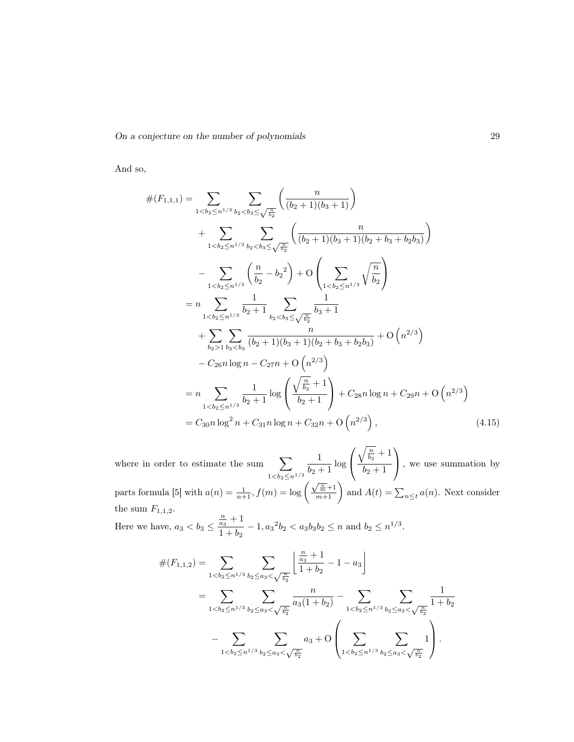And so,

$$
\begin{aligned}
\#(F_{1,1,1}) &= \sum_{1<b_2\le n^{1/3}} \sum_{b_2<b_3\le\sqrt{\frac{n}{b_2}}} \left(\frac{n}{(b_2+1)(b_3+1)}\right) \\
&\quad + \sum_{1<b_2\le n^{1/3}} \sum_{b_2<b_3\le\sqrt{\frac{n}{b_2}}} \left(\frac{n}{(b_2+1)(b_3+1)(b_2+b_3+b_2b_3)}\right) \\
&\quad - \sum_{1<b_2\le n^{1/3}} \left(\frac{n}{b_2} - {b_2}^2\right) + \mathrm{O}\left(\sum_{1<b_2\le n^{1/3}} \sqrt{\frac{n}{b_2}}\right) \\
&= n \sum_{1<b_2\le n^{1/3}} \frac{1}{b_2+1} \sum_{b_2<b_3\le\sqrt{\frac{n}{b_2}}} \frac{1}{b_3+1} \\
&\quad + \sum_{b_2>1} \sum_{b_2<b_3} \frac{n}{(b_2+1)(b_3+1)(b_2+b_3+b_2b_3)} + \mathrm{O}\left(n^{2/3}\right) \\
&\quad - C_{26} n\log n - C_{27} n + \mathrm{O}\left(n^{2/3}\right) \\
&= n \sum_{1<b_2\le n^{1/3}} \frac{1}{b_2+1} \log\left(\frac{\sqrt{\frac{n}{b_2}}+1}{b_2+1}\right) + C_{28} n\log n + C_{29} n + \mathrm{O}\left(n^{2/3}\right) \\
&= C_{30} n\log^2 n + C_{31} n\log n + C_{32} n + \mathrm{O}\left(n^{2/3}\right),
\end{aligned}
\tag{4.15}
$$

where in order to estimate the sum $\sum_{1<b_2\le n^{1/3}} \frac{1}{b_2+1} \log\left(\frac{\sqrt{\frac{n}{b_2}}+1}{b_2+1}\right)$, we use summation by parts formula [5] with $a(n) = \frac{1}{n+1}$, $f(m) = \log\left(\frac{\sqrt{\frac{n}{m}}+1}{m+1}\right)$ and $A(t) = \sum_{n\le t} a(n)$. Next consider the sum $F_{1,1,2}$.

Here we have, $a_3 < b_3 \le \dfrac{\frac{n}{a_3}+1}{1+b_2} - 1$, ${a_3}^2 b_2 < a_3 b_3 b_2 \le n$ and $b_2 \le n^{1/3}$.

$$
\begin{aligned}
\#(F_{1,1,2}) &= \sum_{1<b_2\le n^{1/3}} \sum_{b_2\le a_3<\sqrt{\frac{n}{b_2}}} \left\lfloor \frac{\frac{n}{a_3}+1}{1+b_2} - 1 - a_3 \right\rfloor \\
&= \sum_{1<b_2\le n^{1/3}} \sum_{b_2\le a_3<\sqrt{\frac{n}{b_2}}} \frac{n}{a_3(1+b_2)} - \sum_{1<b_2\le n^{1/3}} \sum_{b_2\le a_3<\sqrt{\frac{n}{b_2}}} \frac{1}{1+b_2} \\
&\quad - \sum_{1<b_2\le n^{1/3}} \sum_{b_2\le a_3<\sqrt{\frac{n}{b_2}}} a_3 + \mathrm{O}\left(\sum_{1<b_2\le n^{1/3}} \sum_{b_2\le a_3<\sqrt{\frac{n}{b_2}}} 1\right).
\end{aligned}
$$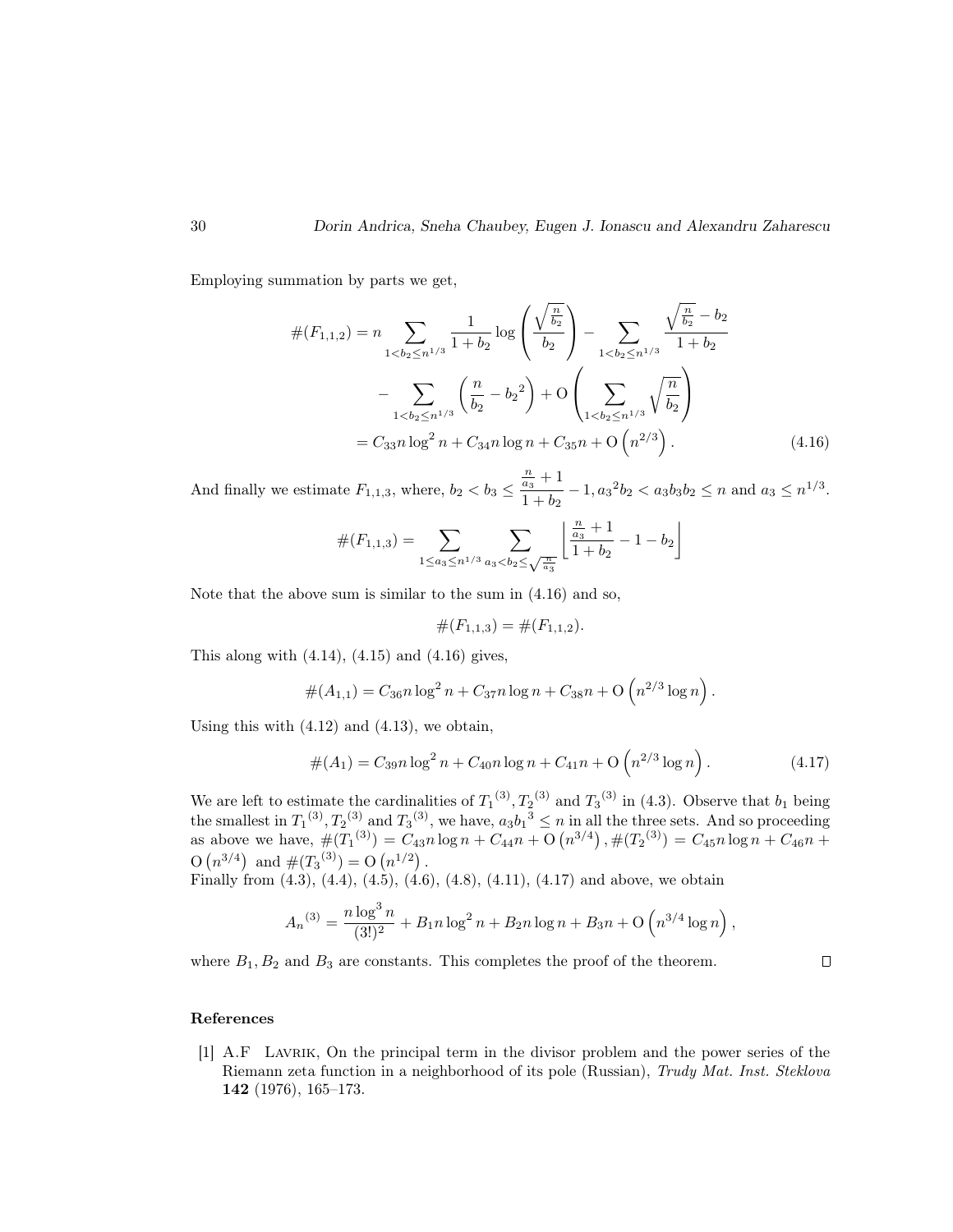Employing summation by parts we get,

$$
\begin{aligned}
\#(F_{1,1,2}) &= n \sum_{1<b_2\le n^{1/3}} \frac{1}{1+b_2}\log\left(\frac{\sqrt{\frac{n}{b_2}}}{b_2}\right) - \sum_{1<b_2\le n^{1/3}} \frac{\sqrt{\frac{n}{b_2}}-b_2}{1+b_2} \\
&\quad - \sum_{1<b_2\le n^{1/3}} \left(\frac{n}{b_2}-{b_2}^2\right) + \mathrm{O}\left(\sum_{1<b_2\le n^{1/3}} \sqrt{\frac{n}{b_2}}\right) \\
&= C_{33} n \log^2 n + C_{34} n\log n + C_{35} n + \mathrm{O}\left(n^{2/3}\right).
\end{aligned}
\tag{4.16}
$$

And finally we estimate $F_{1,1,3}$, where, $b_2 < b_3 \le \dfrac{\frac{n}{a_3}+1}{1+b_2} - 1, {a_3}^2 b_2 < a_3 b_3 b_2 \le n$ and $a_3 \le n^{1/3}$.

$$
\#(F_{1,1,3}) = \sum_{1\le a_3\le n^{1/3}} \sum_{a_3<b_2\le \sqrt{\frac{n}{a_3}}} \left\lfloor \frac{\frac{n}{a_3}+1}{1+b_2} - 1 - b_2 \right\rfloor
$$

Note that the above sum is similar to the sum in (4.16) and so,

$$
\#(F_{1,1,3}) = \#(F_{1,1,2}).
$$

This along with (4.14), (4.15) and (4.16) gives,

$$
\#(A_{1,1}) = C_{36} n\log^2 n + C_{37} n\log n + C_{38} n + \mathrm{O}\left(n^{2/3}\log n\right).
$$

Using this with (4.12) and (4.13), we obtain,

$$
\#(A_1) = C_{39} n\log^2 n + C_{40} n\log n + C_{41} n + \mathrm{O}\left(n^{2/3}\log n\right).
\tag{4.17}
$$

We are left to estimate the cardinalities of ${T_1}^{(3)}, {T_2}^{(3)}$ and ${T_3}^{(3)}$ in (4.3). Observe that $b_1$ being the smallest in ${T_1}^{(3)}, {T_2}^{(3)}$ and ${T_3}^{(3)}$, we have, $a_3 {b_1}^3 \le n$ in all the three sets. And so proceeding as above we have, $\#({T_1}^{(3)}) = C_{43} n\log n + C_{44} n + \mathrm{O}\left(n^{3/4}\right), \#({T_2}^{(3)}) = C_{45} n \log n + C_{46} n + \mathrm{O}\left(n^{3/4}\right)$ and $\#({T_3}^{(3)}) = \mathrm{O}\left(n^{1/2}\right)$.
Finally from (4.3), (4.4), (4.5), (4.6), (4.8), (4.11), (4.17) and above, we obtain

$$
{A_n}^{(3)} = \frac{n\log^3 n}{(3!)^2} + B_1 n\log^2 n + B_2 n\log n + B_3 n + \mathrm{O}\left(n^{3/4}\log n\right),
$$

where $B_1, B_2$ and $B_3$ are constants. This completes the proof of the theorem. □

## References

[1] A.F Lavrik, On the principal term in the divisor problem and the power series of the Riemann zeta function in a neighborhood of its pole (Russian), *Trudy Mat. Inst. Steklova* **142** (1976), 165–173.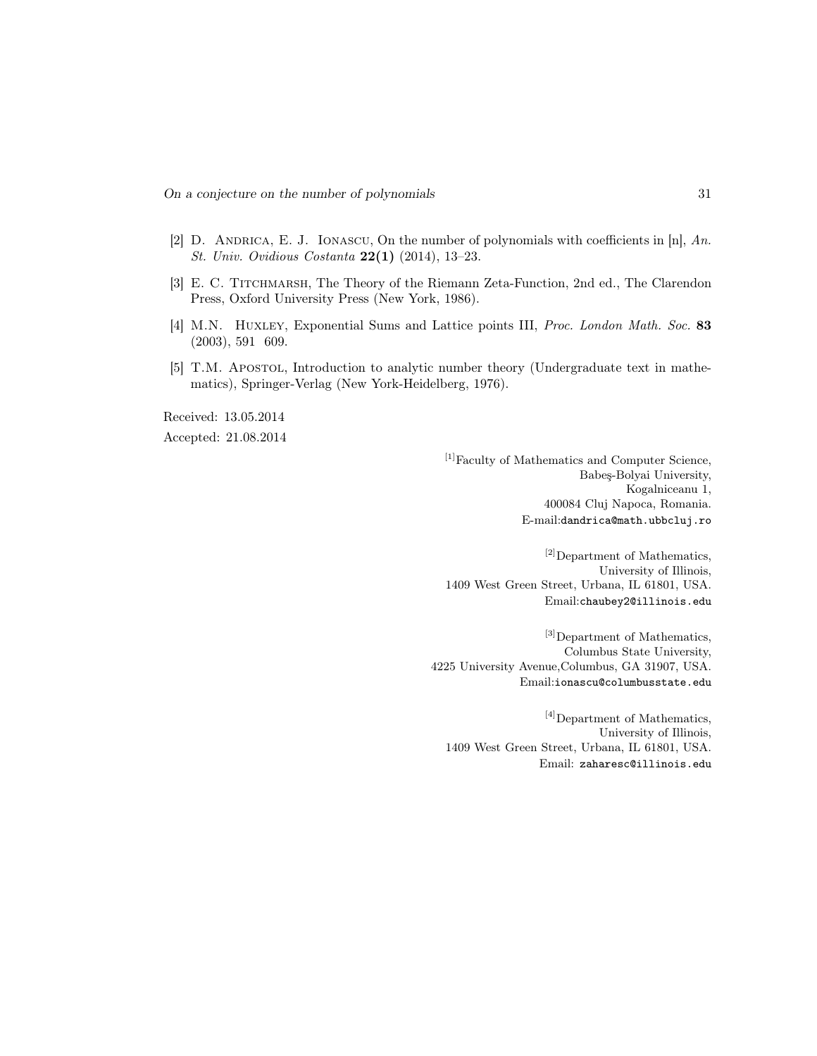[2] D. Andrica, E. J. Ionascu, On the number of polynomials with coefficients in [n], *An. St. Univ. Ovidious Costanta* **22(1)** (2014), 13–23.

[3] E. C. Titchmarsh, The Theory of the Riemann Zeta-Function, 2nd ed., The Clarendon Press, Oxford University Press (New York, 1986).

[4] M.N. Huxley, Exponential Sums and Lattice points III, *Proc. London Math. Soc.* **83** (2003), 591 609.

[5] T.M. Apostol, Introduction to analytic number theory (Undergraduate text in mathematics), Springer-Verlag (New York-Heidelberg, 1976).

Received: 13.05.2014

Accepted: 21.08.2014

[1]Faculty of Mathematics and Computer Science,
Babeş-Bolyai University,
Kogalniceanu 1,
400084 Cluj Napoca, Romania.
E-mail:dandrica@math.ubbcluj.ro

[2]Department of Mathematics,
University of Illinois,
1409 West Green Street, Urbana, IL 61801, USA.
Email:chaubey2@illinois.edu

[3]Department of Mathematics,
Columbus State University,
4225 University Avenue,Columbus, GA 31907, USA.
Email:ionascu@columbusstate.edu

[4]Department of Mathematics,
University of Illinois,
1409 West Green Street, Urbana, IL 61801, USA.
Email: zaharesc@illinois.edu